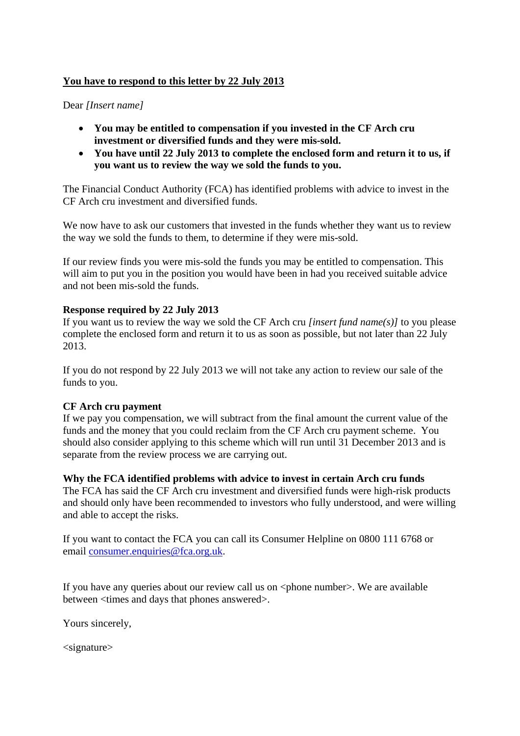**<u>You have to respond to this letter by 22 July 2013</u>**

Dear *[Insert name]*

- **You may be entitled to compensation if you invested in the CF Arch cru investment or diversified funds and they were mis-sold.**
- **You have until 22 July 2013 to complete the enclosed form and return it to us, if you want us to review the way we sold the funds to you.**

The Financial Conduct Authority (FCA) has identified problems with advice to invest in the CF Arch cru investment and diversified funds.

We now have to ask our customers that invested in the funds whether they want us to review the way we sold the funds to them, to determine if they were mis-sold.

If our review finds you were mis-sold the funds you may be entitled to compensation. This will aim to put you in the position you would have been in had you received suitable advice and not been mis-sold the funds.

**Response required by 22 July 2013**

If you want us to review the way we sold the CF Arch cru *[insert fund name(s)]* to you please complete the enclosed form and return it to us as soon as possible, but not later than 22 July 2013.

If you do not respond by 22 July 2013 we will not take any action to review our sale of the funds to you.

**CF Arch cru payment**

If we pay you compensation, we will subtract from the final amount the current value of the funds and the money that you could reclaim from the CF Arch cru payment scheme. You should also consider applying to this scheme which will run until 31 December 2013 and is separate from the review process we are carrying out.

**Why the FCA identified problems with advice to invest in certain Arch cru funds**

The FCA has said the CF Arch cru investment and diversified funds were high-risk products and should only have been recommended to investors who fully understood, and were willing and able to accept the risks.

If you want to contact the FCA you can call its Consumer Helpline on 0800 111 6768 or email consumer.enquiries@fca.org.uk.

If you have any queries about our review call us on <phone number>. We are available between <times and days that phones answered>.

Yours sincerely,

<signature>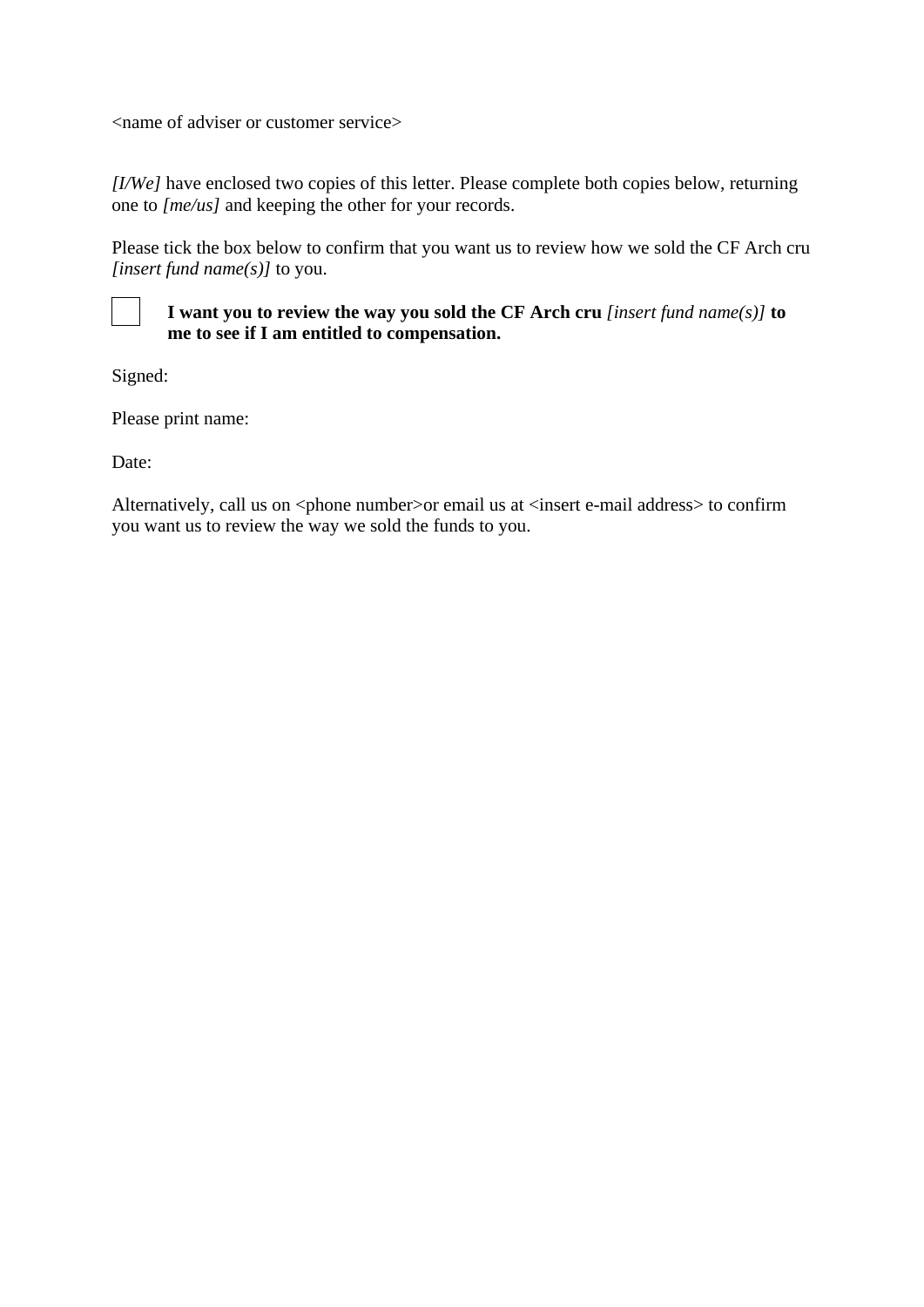<name of adviser or customer service>

*[I/We]* have enclosed two copies of this letter. Please complete both copies below, returning one to *[me/us]* and keeping the other for your records.

Please tick the box below to confirm that you want us to review how we sold the CF Arch cru *[insert fund name(s)]* to you.

☐ **I want you to review the way you sold the CF Arch cru** *[insert fund name(s)]* **to me to see if I am entitled to compensation.**

Signed:

Please print name:

Date:

Alternatively, call us on <phone number>or email us at <insert e-mail address> to confirm you want us to review the way we sold the funds to you.